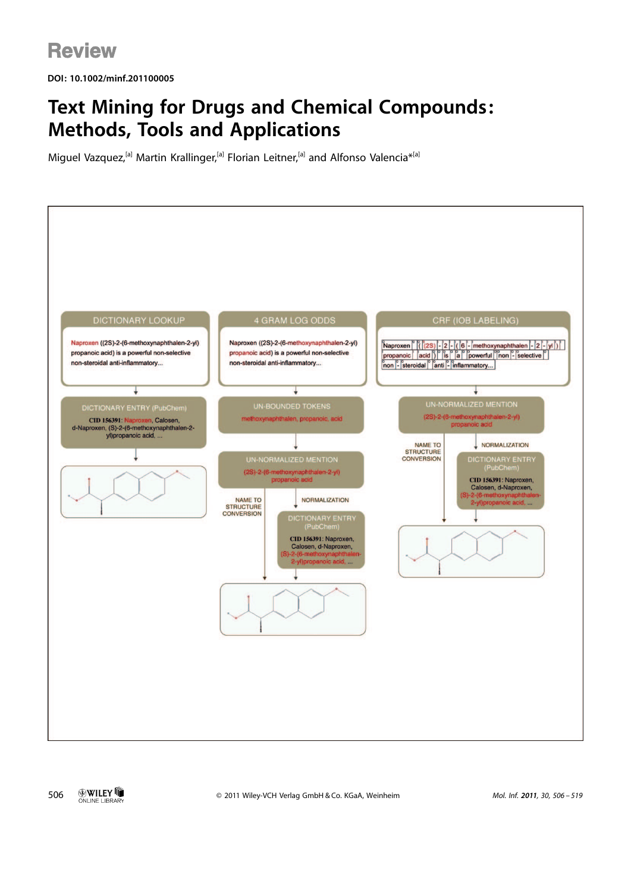Review

DOI: 10.1002/minf.201100005

# Text Mining for Drugs and Chemical Compounds: Methods, Tools and Applications

Miguel Vazquez,[a] Martin Krallinger,[a] Florian Leitner,[a] and Alfonso Valencia*[a]

DICTIONARY LOOKUP

Naproxen ((2S)-2-(6-methoxynaphthalen-2-yl) propanoic acid) is a powerful non-selective non-steroidal anti-inflammatory...

DICTIONARY ENTRY (PubChem)

CID 156391: Naproxen, Calosen, d-Naproxen, (S)-2-(6-methoxynaphthalen-2-yl)propanoic acid, ...

4 GRAM LOG ODDS

Naproxen ((2S)-2-(6-methoxynaphthalen-2-yl) propanoic acid) is a powerful non-selective non-steroidal anti-inflammatory...

UN-BOUNDED TOKENS

methoxynaphthalen, propanoic, acid

UN-NORMALIZED MENTION

(2S)-2-(6-methoxynaphthalen-2-yl) propanoic acid

NAME TO STRUCTURE CONVERSION

NORMALIZATION

DICTIONARY ENTRY (PubChem)

CID 156391: Naproxen, Calosen, d-Naproxen, (S)-2-(6-methoxynaphthalen-2-yl)propanoic acid, ...

CRF (IOB LABELING)

Naproxen ( ( 2S ) - 2 - ( 6 - methoxynaphthalen - 2 - yl ) propanoic acid ) is a powerful non - selective non - steroidal anti - inflammatory...

UN-NORMALIZED MENTION

(2S)-2-(6-methoxynaphthalen-2-yl) propanoic acid

NAME TO STRUCTURE CONVERSION

NORMALIZATION

DICTIONARY ENTRY (PubChem)

CID 156391: Naproxen, Calosen, d-Naproxen, (S)-2-(6-methoxynaphthalen-2-yl)propanoic acid, ...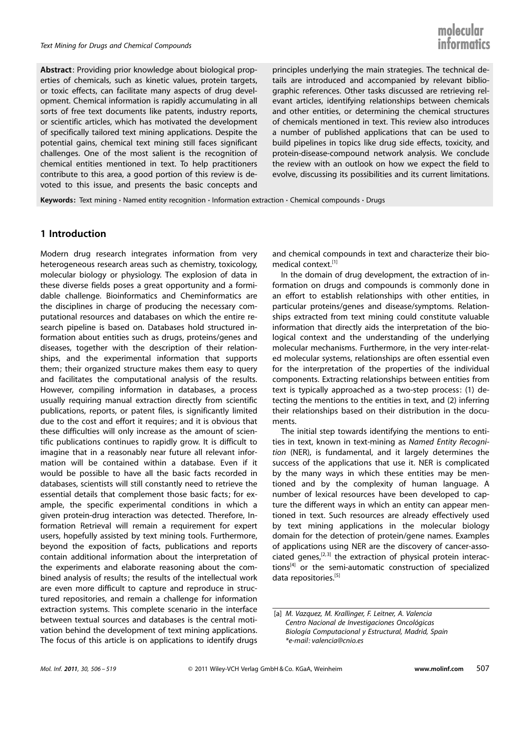**Abstract**: Providing prior knowledge about biological properties of chemicals, such as kinetic values, protein targets, or toxic effects, can facilitate many aspects of drug development. Chemical information is rapidly accumulating in all sorts of free text documents like patents, industry reports, or scientific articles, which has motivated the development of specifically tailored text mining applications. Despite the potential gains, chemical text mining still faces significant challenges. One of the most salient is the recognition of chemical entities mentioned in text. To help practitioners contribute to this area, a good portion of this review is devoted to this issue, and presents the basic concepts and principles underlying the main strategies. The technical details are introduced and accompanied by relevant bibliographic references. Other tasks discussed are retrieving relevant articles, identifying relationships between chemicals and other entities, or determining the chemical structures of chemicals mentioned in text. This review also introduces a number of published applications that can be used to build pipelines in topics like drug side effects, toxicity, and protein-disease-compound network analysis. We conclude the review with an outlook on how we expect the field to evolve, discussing its possibilities and its current limitations.

**Keywords**: Text mining · Named entity recognition · Information extraction · Chemical compounds · Drugs

## 1 Introduction

Modern drug research integrates information from very heterogeneous research areas such as chemistry, toxicology, molecular biology or physiology. The explosion of data in these diverse fields poses a great opportunity and a formidable challenge. Bioinformatics and Cheminformatics are the disciplines in charge of producing the necessary computational resources and databases on which the entire research pipeline is based on. Databases hold structured information about entities such as drugs, proteins/genes and diseases, together with the description of their relationships, and the experimental information that supports them; their organized structure makes them easy to query and facilitates the computational analysis of the results. However, compiling information in databases, a process usually requiring manual extraction directly from scientific publications, reports, or patent files, is significantly limited due to the cost and effort it requires; and it is obvious that these difficulties will only increase as the amount of scientific publications continues to rapidly grow. It is difficult to imagine that in a reasonably near future all relevant information will be contained within a database. Even if it would be possible to have all the basic facts recorded in databases, scientists will still constantly need to retrieve the essential details that complement those basic facts; for example, the specific experimental conditions in which a given protein-drug interaction was detected. Therefore, Information Retrieval will remain a requirement for expert users, hopefully assisted by text mining tools. Furthermore, beyond the exposition of facts, publications and reports contain additional information about the interpretation of the experiments and elaborate reasoning about the combined analysis of results; the results of the intellectual work are even more difficult to capture and reproduce in structured repositories, and remain a challenge for information extraction systems. This complete scenario in the interface between textual sources and databases is the central motivation behind the development of text mining applications. The focus of this article is on applications to identify drugs and chemical compounds in text and characterize their biomedical context.[1]

In the domain of drug development, the extraction of information on drugs and compounds is commonly done in an effort to establish relationships with other entities, in particular proteins/genes and disease/symptoms. Relationships extracted from text mining could constitute valuable information that directly aids the interpretation of the biological context and the understanding of the underlying molecular mechanisms. Furthermore, in the very inter-related molecular systems, relationships are often essential even for the interpretation of the properties of the individual components. Extracting relationships between entities from text is typically approached as a two-step process: (1) detecting the mentions to the entities in text, and (2) inferring their relationships based on their distribution in the documents.

The initial step towards identifying the mentions to entities in text, known in text-mining as *Named Entity Recognition* (NER), is fundamental, and it largely determines the success of the applications that use it. NER is complicated by the many ways in which these entities may be mentioned and by the complexity of human language. A number of lexical resources have been developed to capture the different ways in which an entity can appear mentioned in text. Such resources are already effectively used by text mining applications in the molecular biology domain for the detection of protein/gene names. Examples of applications using NER are the discovery of cancer-associated genes,[2,3] the extraction of physical protein interactions[4] or the semi-automatic construction of specialized data repositories.[5]

[a] M. Vazquez, M. Krallinger, F. Leitner, A. Valencia
Centro Nacional de Investigaciones Oncológicas
Biología Computacional y Estructural, Madrid, Spain
*e-mail: valencia@cnio.es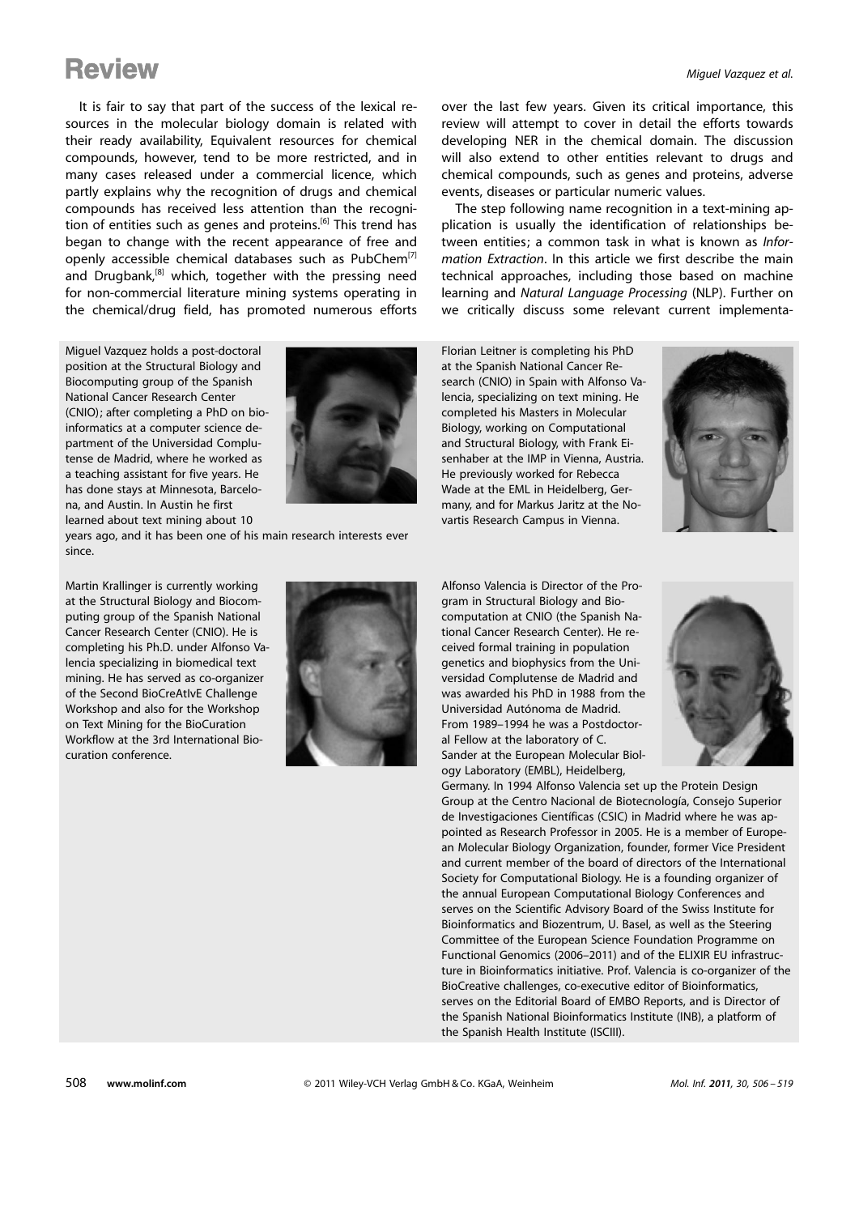It is fair to say that part of the success of the lexical resources in the molecular biology domain is related with their ready availability. Equivalent resources for chemical compounds, however, tend to be more restricted, and in many cases released under a commercial licence, which partly explains why the recognition of drugs and chemical compounds has received less attention than the recognition of entities such as genes and proteins.[6] This trend has began to change with the recent appearance of free and openly accessible chemical databases such as PubChem[7] and Drugbank,[8] which, together with the pressing need for non-commercial literature mining systems operating in the chemical/drug field, has promoted numerous efforts over the last few years. Given its critical importance, this review will attempt to cover in detail the efforts towards developing NER in the chemical domain. The discussion will also extend to other entities relevant to drugs and chemical compounds, such as genes and proteins, adverse events, diseases or particular numeric values.

The step following name recognition in a text-mining application is usually the identification of relationships between entities; a common task in what is known as *Information Extraction*. In this article we first describe the main technical approaches, including those based on machine learning and *Natural Language Processing* (NLP). Further on we critically discuss some relevant current implementa-

Miguel Vazquez holds a post-doctoral position at the Structural Biology and Biocomputing group of the Spanish National Cancer Research Center (CNIO); after completing a PhD on bioinformatics at a computer science department of the Universidad Complutense de Madrid, where he worked as a teaching assistant for five years. He has done stays at Minnesota, Barcelona, and Austin. In Austin he first learned about text mining about 10 years ago, and it has been one of his main research interests ever since.

Florian Leitner is completing his PhD at the Spanish National Cancer Research (CNIO) in Spain with Alfonso Valencia, specializing on text mining. He completed his Masters in Molecular Biology, working on Computational and Structural Biology, with Frank Eisenhaber at the IMP in Vienna, Austria. He previously worked for Rebecca Wade at the EML in Heidelberg, Germany, and for Markus Jaritz at the Novartis Research Campus in Vienna.

Martin Krallinger is currently working at the Structural Biology and Biocomputing group of the Spanish National Cancer Research Center (CNIO). He is completing his Ph.D. under Alfonso Valencia specializing in biomedical text mining. He has served as co-organizer of the Second BioCreAtIvE Challenge Workshop and also for the Workshop on Text Mining for the BioCuration Workflow at the 3rd International Biocuration conference.

Alfonso Valencia is Director of the Program in Structural Biology and Biocomputation at CNIO (the Spanish National Cancer Research Center). He received formal training in population genetics and biophysics from the Universidad Complutense de Madrid and was awarded his PhD in 1988 from the Universidad Autónoma de Madrid. From 1989–1994 he was a Postdoctoral Fellow at the laboratory of C. Sander at the European Molecular Biology Laboratory (EMBL), Heidelberg, Germany. In 1994 Alfonso Valencia set up the Protein Design Group at the Centro Nacional de Biotecnología, Consejo Superior de Investigaciones Científicas (CSIC) in Madrid where he was appointed as Research Professor in 2005. He is a member of European Molecular Biology Organization, founder, former Vice President and current member of the board of directors of the International Society for Computational Biology. He is a founding organizer of the annual European Computational Biology Conferences and serves on the Scientific Advisory Board of the Swiss Institute for Bioinformatics and Biozentrum, U. Basel, as well as the Steering Committee of the European Science Foundation Programme on Functional Genomics (2006–2011) and of the ELIXIR EU infrastructure in Bioinformatics initiative. Prof. Valencia is co-organizer of the BioCreative challenges, co-executive editor of Bioinformatics, serves on the Editorial Board of EMBO Reports, and is Director of the Spanish National Bioinformatics Institute (INB), a platform of the Spanish Health Institute (ISCIII).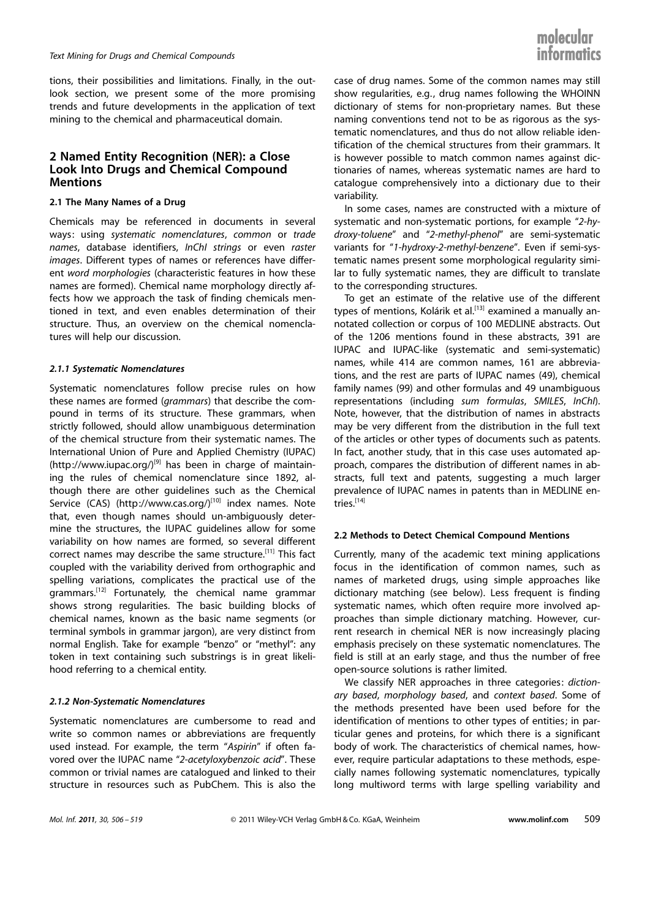tions, their possibilities and limitations. Finally, in the outlook section, we present some of the more promising trends and future developments in the application of text mining to the chemical and pharmaceutical domain.

## 2 Named Entity Recognition (NER): a Close Look Into Drugs and Chemical Compound Mentions

### 2.1 The Many Names of a Drug

Chemicals may be referenced in documents in several ways: using *systematic nomenclatures*, *common* or *trade names*, database identifiers, *InChI strings* or even *raster images*. Different types of names or references have different *word morphologies* (characteristic features in how these names are formed). Chemical name morphology directly affects how we approach the task of finding chemicals mentioned in text, and even enables determination of their structure. Thus, an overview on the chemical nomenclatures will help our discussion.

#### *2.1.1 Systematic Nomenclatures*

Systematic nomenclatures follow precise rules on how these names are formed (*grammars*) that describe the compound in terms of its structure. These grammars, when strictly followed, should allow unambiguous determination of the chemical structure from their systematic names. The International Union of Pure and Applied Chemistry (IUPAC) (http://www.iupac.org/)[9] has been in charge of maintaining the rules of chemical nomenclature since 1892, although there are other guidelines such as the Chemical Service (CAS) (http://www.cas.org/)[10] index names. Note that, even though names should un-ambiguously determine the structures, the IUPAC guidelines allow for some variability on how names are formed, so several different correct names may describe the same structure.[11] This fact coupled with the variability derived from orthographic and spelling variations, complicates the practical use of the grammars.[12] Fortunately, the chemical name grammar shows strong regularities. The basic building blocks of chemical names, known as the basic name segments (or terminal symbols in grammar jargon), are very distinct from normal English. Take for example "benzo" or "methyl": any token in text containing such substrings is in great likelihood referring to a chemical entity.

#### *2.1.2 Non-Systematic Nomenclatures*

Systematic nomenclatures are cumbersome to read and write so common names or abbreviations are frequently used instead. For example, the term "*Aspirin*" if often favored over the IUPAC name "*2-acetyloxybenzoic acid*". These common or trivial names are catalogued and linked to their structure in resources such as PubChem. This is also the case of drug names. Some of the common names may still show regularities, e.g., drug names following the WHOINN dictionary of stems for non-proprietary names. But these naming conventions tend not to be as rigorous as the systematic nomenclatures, and thus do not allow reliable identification of the chemical structures from their grammars. It is however possible to match common names against dictionaries of names, whereas systematic names are hard to catalogue comprehensively into a dictionary due to their variability.

In some cases, names are constructed with a mixture of systematic and non-systematic portions, for example "*2-hydroxy-toluene*" and "*2-methyl-phenol*" are semi-systematic variants for "*1-hydroxy-2-methyl-benzene*". Even if semi-systematic names present some morphological regularity similar to fully systematic names, they are difficult to translate to the corresponding structures.

To get an estimate of the relative use of the different types of mentions, Kolárik et al.[13] examined a manually annotated collection or corpus of 100 MEDLINE abstracts. Out of the 1206 mentions found in these abstracts, 391 are IUPAC and IUPAC-like (systematic and semi-systematic) names, while 414 are common names, 161 are abbreviations, and the rest are parts of IUPAC names (49), chemical family names (99) and other formulas and 49 unambiguous representations (including *sum formulas*, *SMILES*, *InChI*). Note, however, that the distribution of names in abstracts may be very different from the distribution in the full text of the articles or other types of documents such as patents. In fact, another study, that in this case uses automated approach, compares the distribution of different names in abstracts, full text and patents, suggesting a much larger prevalence of IUPAC names in patents than in MEDLINE entries.[14]

### 2.2 Methods to Detect Chemical Compound Mentions

Currently, many of the academic text mining applications focus in the identification of common names, such as names of marketed drugs, using simple approaches like dictionary matching (see below). Less frequent is finding systematic names, which often require more involved approaches than simple dictionary matching. However, current research in chemical NER is now increasingly placing emphasis precisely on these systematic nomenclatures. The field is still at an early stage, and thus the number of free open-source solutions is rather limited.

We classify NER approaches in three categories: *dictionary based*, *morphology based*, and *context based*. Some of the methods presented have been used before for the identification of mentions to other types of entities; in particular genes and proteins, for which there is a significant body of work. The characteristics of chemical names, however, require particular adaptations to these methods, especially names following systematic nomenclatures, typically long multiword terms with large spelling variability and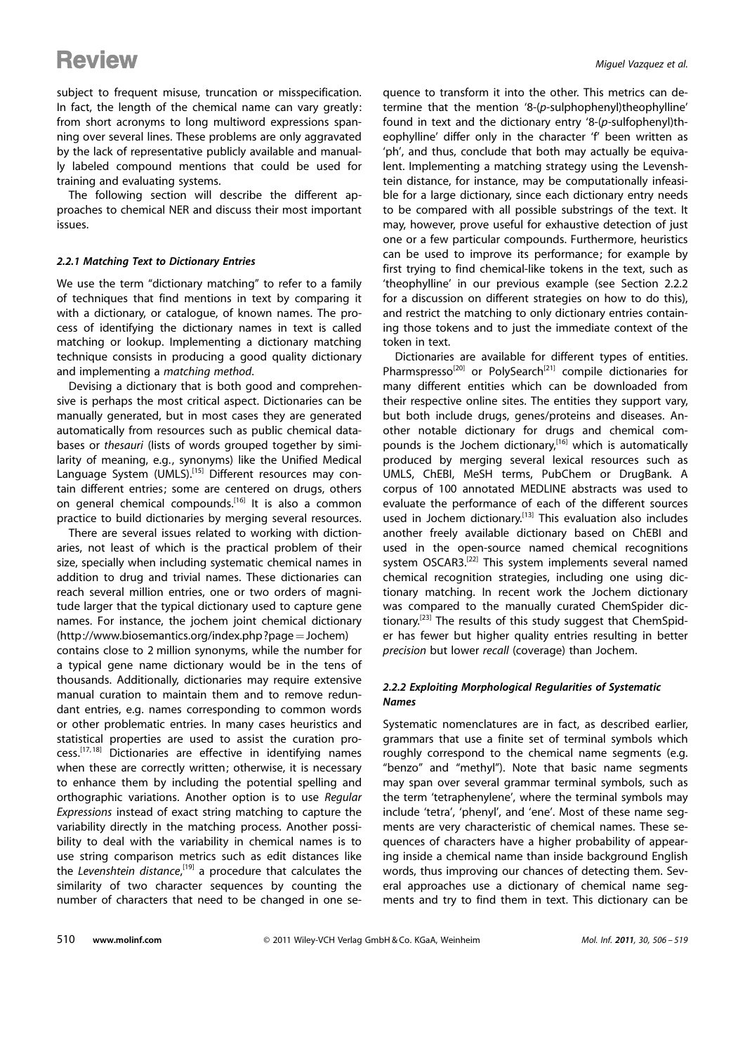subject to frequent misuse, truncation or misspecification. In fact, the length of the chemical name can vary greatly: from short acronyms to long multiword expressions spanning over several lines. These problems are only aggravated by the lack of representative publicly available and manually labeled compound mentions that could be used for training and evaluating systems.

The following section will describe the different approaches to chemical NER and discuss their most important issues.

#### 2.2.1 Matching Text to Dictionary Entries

We use the term "dictionary matching" to refer to a family of techniques that find mentions in text by comparing it with a dictionary, or catalogue, of known names. The process of identifying the dictionary names in text is called matching or lookup. Implementing a dictionary matching technique consists in producing a good quality dictionary and implementing a *matching method*.

Devising a dictionary that is both good and comprehensive is perhaps the most critical aspect. Dictionaries can be manually generated, but in most cases they are generated automatically from resources such as public chemical databases or *thesauri* (lists of words grouped together by similarity of meaning, e.g., synonyms) like the Unified Medical Language System (UMLS).[15] Different resources may contain different entries; some are centered on drugs, others on general chemical compounds.[16] It is also a common practice to build dictionaries by merging several resources.

There are several issues related to working with dictionaries, not least of which is the practical problem of their size, specially when including systematic chemical names in addition to drug and trivial names. These dictionaries can reach several million entries, one or two orders of magnitude larger that the typical dictionary used to capture gene names. For instance, the jochem joint chemical dictionary (http://www.biosemantics.org/index.php?page=Jochem) contains close to 2 million synonyms, while the number for a typical gene name dictionary would be in the tens of thousands. Additionally, dictionaries may require extensive manual curation to maintain them and to remove redundant entries, e.g. names corresponding to common words or other problematic entries. In many cases heuristics and statistical properties are used to assist the curation process.[17,18] Dictionaries are effective in identifying names when these are correctly written; otherwise, it is necessary to enhance them by including the potential spelling and orthographic variations. Another option is to use *Regular Expressions* instead of exact string matching to capture the variability directly in the matching process. Another possibility to deal with the variability in chemical names is to use string comparison metrics such as edit distances like the *Levenshtein distance*,[19] a procedure that calculates the similarity of two character sequences by counting the number of characters that need to be changed in one sequence to transform it into the other. This metrics can determine that the mention '8-(*p*-sulphophenyl)theophylline' found in text and the dictionary entry '8-(*p*-sulfophenyl)theophylline' differ only in the character 'f' been written as 'ph', and thus, conclude that both may actually be equivalent. Implementing a matching strategy using the Levenshtein distance, for instance, may be computationally infeasible for a large dictionary, since each dictionary entry needs to be compared with all possible substrings of the text. It may, however, prove useful for exhaustive detection of just one or a few particular compounds. Furthermore, heuristics can be used to improve its performance; for example by first trying to find chemical-like tokens in the text, such as 'theophylline' in our previous example (see Section 2.2.2 for a discussion on different strategies on how to do this), and restrict the matching to only dictionary entries containing those tokens and to just the immediate context of the token in text.

Dictionaries are available for different types of entities. Pharmspresso[20] or PolySearch[21] compile dictionaries for many different entities which can be downloaded from their respective online sites. The entities they support vary, but both include drugs, genes/proteins and diseases. Another notable dictionary for drugs and chemical compounds is the Jochem dictionary,[16] which is automatically produced by merging several lexical resources such as UMLS, ChEBI, MeSH terms, PubChem or DrugBank. A corpus of 100 annotated MEDLINE abstracts was used to evaluate the performance of each of the different sources used in Jochem dictionary.[13] This evaluation also includes another freely available dictionary based on ChEBI and used in the open-source named chemical recognitions system OSCAR3.[22] This system implements several named chemical recognition strategies, including one using dictionary matching. In recent work the Jochem dictionary was compared to the manually curated ChemSpider dictionary.[23] The results of this study suggest that ChemSpider has fewer but higher quality entries resulting in better *precision* but lower *recall* (coverage) than Jochem.

#### 2.2.2 Exploiting Morphological Regularities of Systematic Names

Systematic nomenclatures are in fact, as described earlier, grammars that use a finite set of terminal symbols which roughly correspond to the chemical name segments (e.g. "benzo" and "methyl"). Note that basic name segments may span over several grammar terminal symbols, such as the term 'tetraphenylene', where the terminal symbols may include 'tetra', 'phenyl', and 'ene'. Most of these name segments are very characteristic of chemical names. These sequences of characters have a higher probability of appearing inside a chemical name than inside background English words, thus improving our chances of detecting them. Several approaches use a dictionary of chemical name segments and try to find them in text. This dictionary can be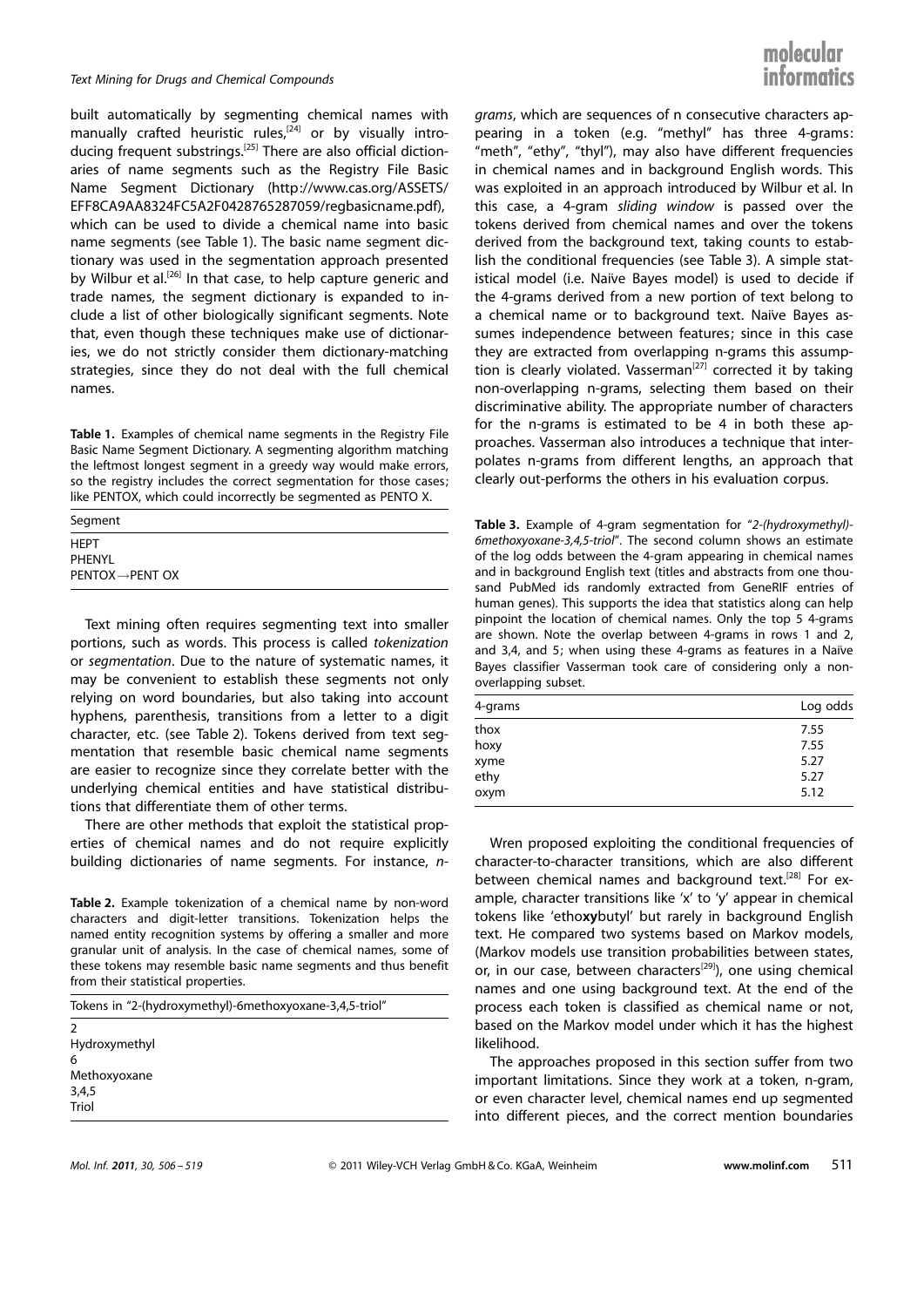built automatically by segmenting chemical names with manually crafted heuristic rules,[24] or by visually introducing frequent substrings.[25] There are also official dictionaries of name segments such as the Registry File Basic Name Segment Dictionary (http://www.cas.org/ASSETS/EFF8CA9AA8324FC5A2F0428765287059/regbasicname.pdf), which can be used to divide a chemical name into basic name segments (see Table 1). The basic name segment dictionary was used in the segmentation approach presented by Wilbur et al.[26] In that case, to help capture generic and trade names, the segment dictionary is expanded to include a list of other biologically significant segments. Note that, even though these techniques make use of dictionaries, we do not strictly consider them dictionary-matching strategies, since they do not deal with the full chemical names.

**Table 1.** Examples of chemical name segments in the Registry File Basic Name Segment Dictionary. A segmenting algorithm matching the leftmost longest segment in a greedy way would make errors, so the registry includes the correct segmentation for those cases; like PENTOX, which could incorrectly be segmented as PENTO X.

| Segment |
|---|
| HEPT |
| PHENYL |
| PENTOX→PENT OX |

Text mining often requires segmenting text into smaller portions, such as words. This process is called *tokenization* or *segmentation*. Due to the nature of systematic names, it may be convenient to establish these segments not only relying on word boundaries, but also taking into account hyphens, parenthesis, transitions from a letter to a digit character, etc. (see Table 2). Tokens derived from text segmentation that resemble basic chemical name segments are easier to recognize since they correlate better with the underlying chemical entities and have statistical distributions that differentiate them of other terms.

There are other methods that exploit the statistical properties of chemical names and do not require explicitly building dictionaries of name segments. For instance, *n-grams*, which are sequences of n consecutive characters appearing in a token (e.g. "methyl" has three 4-grams: "meth", "ethy", "thyl"), may also have different frequencies in chemical names and in background English words. This was exploited in an approach introduced by Wilbur et al. In this case, a 4-gram *sliding window* is passed over the tokens derived from chemical names and over the tokens derived from the background text, taking counts to establish the conditional frequencies (see Table 3). A simple statistical model (i.e. Naïve Bayes model) is used to decide if the 4-grams derived from a new portion of text belong to a chemical name or to background text. Naïve Bayes assumes independence between features; since in this case they are extracted from overlapping n-grams this assumption is clearly violated. Vasserman[27] corrected it by taking non-overlapping n-grams, selecting them based on their discriminative ability. The appropriate number of characters for the n-grams is estimated to be 4 in both these approaches. Vasserman also introduces a technique that interpolates n-grams from different lengths, an approach that clearly out-performs the others in his evaluation corpus.

**Table 2.** Example tokenization of a chemical name by non-word characters and digit-letter transitions. Tokenization helps the named entity recognition systems by offering a smaller and more granular unit of analysis. In the case of chemical names, some of these tokens may resemble basic name segments and thus benefit from their statistical properties.

| Tokens in "2-(hydroxymethyl)-6methoxyoxane-3,4,5-triol" |
|---|
| 2 |
| Hydroxymethyl |
| 6 |
| Methoxyoxane |
| 3,4,5 |
| Triol |

**Table 3.** Example of 4-gram segmentation for "*2-(hydroxymethyl)-6methoxyoxane-3,4,5-triol*". The second column shows an estimate of the log odds between the 4-gram appearing in chemical names and in background English text (titles and abstracts from one thousand PubMed ids randomly extracted from GeneRIF entries of human genes). This supports the idea that statistics along can help pinpoint the location of chemical names. Only the top 5 4-grams are shown. Note the overlap between 4-grams in rows 1 and 2, and 3,4, and 5; when using these 4-grams as features in a Naïve Bayes classifier Vasserman took care of considering only a non-overlapping subset.

| 4-grams | Log odds |
|---|---|
| thox | 7.55 |
| hoxy | 7.55 |
| xyme | 5.27 |
| ethy | 5.27 |
| oxym | 5.12 |

Wren proposed exploiting the conditional frequencies of character-to-character transitions, which are also different between chemical names and background text.[28] For example, character transitions like 'x' to 'y' appear in chemical tokens like 'etho**xy**butyl' but rarely in background English text. He compared two systems based on Markov models, (Markov models use transition probabilities between states, or, in our case, between characters[29]), one using chemical names and one using background text. At the end of the process each token is classified as chemical name or not, based on the Markov model under which it has the highest likelihood.

The approaches proposed in this section suffer from two important limitations. Since they work at a token, n-gram, or even character level, chemical names end up segmented into different pieces, and the correct mention boundaries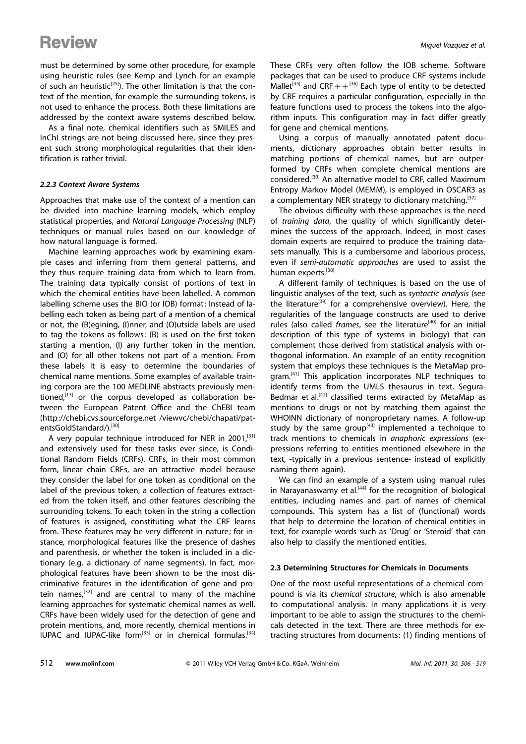must be determined by some other procedure, for example using heuristic rules (see Kemp and Lynch for an example of such an heuristic[25]). The other limitation is that the context of the mention, for example the surrounding tokens, is not used to enhance the process. Both these limitations are addressed by the context aware systems described below.

As a final note, chemical identifiers such as SMILES and InChI strings are not being discussed here, since they present such strong morphological regularities that their identification is rather trivial.

#### *2.2.3 Context Aware Systems*

Approaches that make use of the context of a mention can be divided into machine learning models, which employ statistical properties, and *Natural Language Processing* (NLP) techniques or manual rules based on our knowledge of how natural language is formed.

Machine learning approaches work by examining example cases and inferring from them general patterns, and they thus require training data from which to learn from. The training data typically consist of portions of text in which the chemical entities have been labelled. A common labelling scheme uses the BIO (or IOB) format: Instead of labelling each token as being part of a mention of a chemical or not, the (B)egining, (I)nner, and (O)utside labels are used to tag the tokens as follows: (B) is used on the first token starting a mention, (I) any further token in the mention, and (O) for all other tokens not part of a mention. From these labels it is easy to determine the boundaries of chemical name mentions. Some examples of available training corpora are the 100 MEDLINE abstracts previously mentioned,[13] or the corpus developed as collaboration between the European Patent Office and the ChEBI team (http://chebi.cvs.sourceforge.net /viewvc/chebi/chapati/patentsGoldStandard/).[30]

A very popular technique introduced for NER in 2001,[31] and extensively used for these tasks ever since, is Conditional Random Fields (CRFs). CRFs, in their most common form, linear chain CRFs, are an attractive model because they consider the label for one token as conditional on the label of the previous token, a collection of features extracted from the token itself, and other features describing the surrounding tokens. To each token in the string a collection of features is assigned, constituting what the CRF learns from. These features may be very different in nature; for instance, morphological features like the presence of dashes and parenthesis, or whether the token is included in a dictionary (e.g. a dictionary of name segments). In fact, morphological features have been shown to be the most discriminative features in the identification of gene and protein names,[32] and are central to many of the machine learning approaches for systematic chemical names as well. CRFs have been widely used for the detection of gene and protein mentions, and, more recently, chemical mentions in IUPAC and IUPAC-like form[33] or in chemical formulas.[34] These CRFs very often follow the IOB scheme. Software packages that can be used to produce CRF systems include Mallet[35] and CRF++[36] Each type of entity to be detected by CRF requires a particular configuration, especially in the feature functions used to process the tokens into the algorithm inputs. This configuration may in fact differ greatly for gene and chemical mentions.

Using a corpus of manually annotated patent documents, dictionary approaches obtain better results in matching portions of chemical names, but are outperformed by CRFs when complete chemical mentions are considered.[30] An alternative model to CRF, called Maximum Entropy Markov Model (MEMM), is employed in OSCAR3 as a complementary NER strategy to dictionary matching.[37]

The obvious difficulty with these approaches is the need of *training data*, the quality of which significantly determines the success of the approach. Indeed, in most cases domain experts are required to produce the training datasets manually. This is a cumbersome and laborious process, even if *semi-automatic approaches* are used to assist the human experts.[38]

A different family of techniques is based on the use of linguistic analyses of the text, such as *syntactic analysis* (see the literature[39] for a comprehensive overview). Here, the regularities of the language constructs are used to derive rules (also called *frames*, see the literature[40] for an initial description of this type of systems in biology) that can complement those derived from statistical analysis with orthogonal information. An example of an entity recognition system that employs these techniques is the MetaMap program.[41] This application incorporates NLP techniques to identify terms from the UMLS thesaurus in text. Segura-Bedmar et al.[42] classified terms extracted by MetaMap as mentions to drugs or not by matching them against the WHOINN dictionary of nonproprietary names. A follow-up study by the same group[43] implemented a technique to track mentions to chemicals in *anaphoric expressions* (expressions referring to entities mentioned elsewhere in the text, -typically in a previous sentence- instead of explicitly naming them again).

We can find an example of a system using manual rules in Narayanaswamy et al.[44] for the recognition of biological entities, including names and part of names of chemical compounds. This system has a list of (functional) words that help to determine the location of chemical entities in text, for example words such as 'Drug' or 'Steroid' that can also help to classify the mentioned entities.

### 2.3 Determining Structures for Chemicals in Documents

One of the most useful representations of a chemical compound is via its *chemical structure*, which is also amenable to computational analysis. In many applications it is very important to be able to assign the structures to the chemicals detected in the text. There are three methods for extracting structures from documents: (1) finding mentions of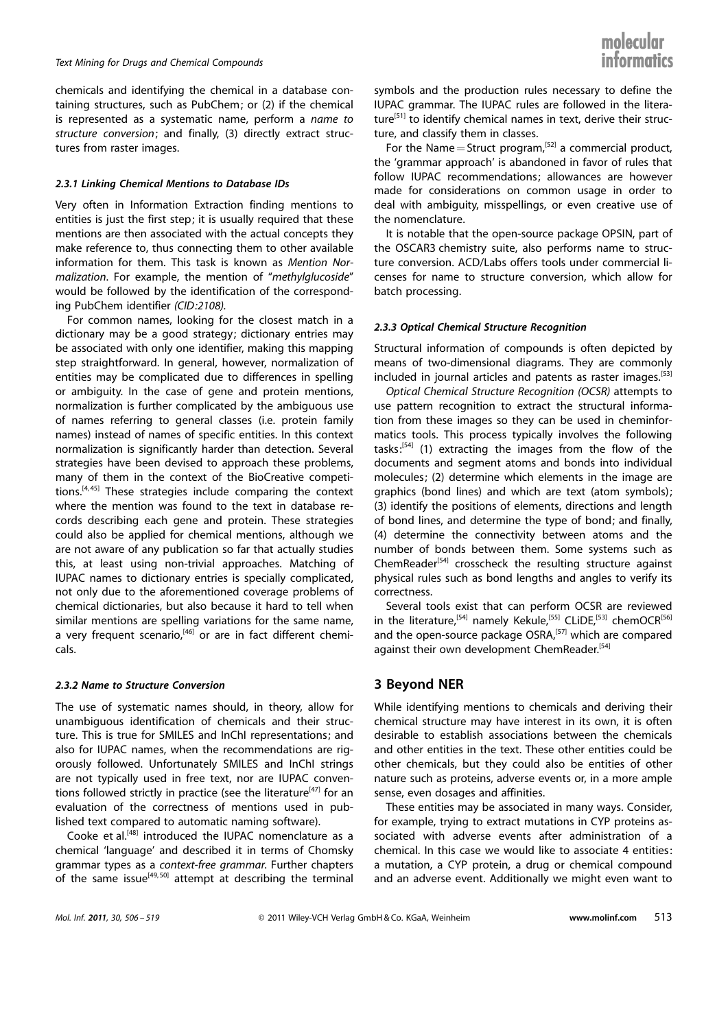chemicals and identifying the chemical in a database containing structures, such as PubChem; or (2) if the chemical is represented as a systematic name, perform a *name to structure conversion*; and finally, (3) directly extract structures from raster images.

#### *2.3.1 Linking Chemical Mentions to Database IDs*

Very often in Information Extraction finding mentions to entities is just the first step; it is usually required that these mentions are then associated with the actual concepts they make reference to, thus connecting them to other available information for them. This task is known as *Mention Normalization*. For example, the mention of "*methylglucoside*" would be followed by the identification of the corresponding PubChem identifier *(CID:2108)*.

For common names, looking for the closest match in a dictionary may be a good strategy; dictionary entries may be associated with only one identifier, making this mapping step straightforward. In general, however, normalization of entities may be complicated due to differences in spelling or ambiguity. In the case of gene and protein mentions, normalization is further complicated by the ambiguous use of names referring to general classes (i.e. protein family names) instead of names of specific entities. In this context normalization is significantly harder than detection. Several strategies have been devised to approach these problems, many of them in the context of the BioCreative competitions.[4,45] These strategies include comparing the context where the mention was found to the text in database records describing each gene and protein. These strategies could also be applied for chemical mentions, although we are not aware of any publication so far that actually studies this, at least using non-trivial approaches. Matching of IUPAC names to dictionary entries is specially complicated, not only due to the aforementioned coverage problems of chemical dictionaries, but also because it hard to tell when similar mentions are spelling variations for the same name, a very frequent scenario,[46] or are in fact different chemicals.

#### *2.3.2 Name to Structure Conversion*

The use of systematic names should, in theory, allow for unambiguous identification of chemicals and their structure. This is true for SMILES and InChI representations; and also for IUPAC names, when the recommendations are rigorously followed. Unfortunately SMILES and InChI strings are not typically used in free text, nor are IUPAC conventions followed strictly in practice (see the literature[47] for an evaluation of the correctness of mentions used in published text compared to automatic naming software).

Cooke et al.[48] introduced the IUPAC nomenclature as a chemical 'language' and described it in terms of Chomsky grammar types as a *context-free grammar*. Further chapters of the same issue[49,50] attempt at describing the terminal symbols and the production rules necessary to define the IUPAC grammar. The IUPAC rules are followed in the literature[51] to identify chemical names in text, derive their structure, and classify them in classes.

For the Name = Struct program,[52] a commercial product, the 'grammar approach' is abandoned in favor of rules that follow IUPAC recommendations; allowances are however made for considerations on common usage in order to deal with ambiguity, misspellings, or even creative use of the nomenclature.

It is notable that the open-source package OPSIN, part of the OSCAR3 chemistry suite, also performs name to structure conversion. ACD/Labs offers tools under commercial licenses for name to structure conversion, which allow for batch processing.

#### *2.3.3 Optical Chemical Structure Recognition*

Structural information of compounds is often depicted by means of two-dimensional diagrams. They are commonly included in journal articles and patents as raster images.[53]

*Optical Chemical Structure Recognition (OCSR)* attempts to use pattern recognition to extract the structural information from these images so they can be used in cheminformatics tools. This process typically involves the following tasks:[54] (1) extracting the images from the flow of the documents and segment atoms and bonds into individual molecules; (2) determine which elements in the image are graphics (bond lines) and which are text (atom symbols); (3) identify the positions of elements, directions and length of bond lines, and determine the type of bond; and finally, (4) determine the connectivity between atoms and the number of bonds between them. Some systems such as ChemReader[54] crosscheck the resulting structure against physical rules such as bond lengths and angles to verify its correctness.

Several tools exist that can perform OCSR are reviewed in the literature,[54] namely Kekule,[55] CLiDE,[53] chemOCR[56] and the open-source package OSRA,[57] which are compared against their own development ChemReader.[54]

## 3 Beyond NER

While identifying mentions to chemicals and deriving their chemical structure may have interest in its own, it is often desirable to establish associations between the chemicals and other entities in the text. These other entities could be other chemicals, but they could also be entities of other nature such as proteins, adverse events or, in a more ample sense, even dosages and affinities.

These entities may be associated in many ways. Consider, for example, trying to extract mutations in CYP proteins associated with adverse events after administration of a chemical. In this case we would like to associate 4 entities: a mutation, a CYP protein, a drug or chemical compound and an adverse event. Additionally we might even want to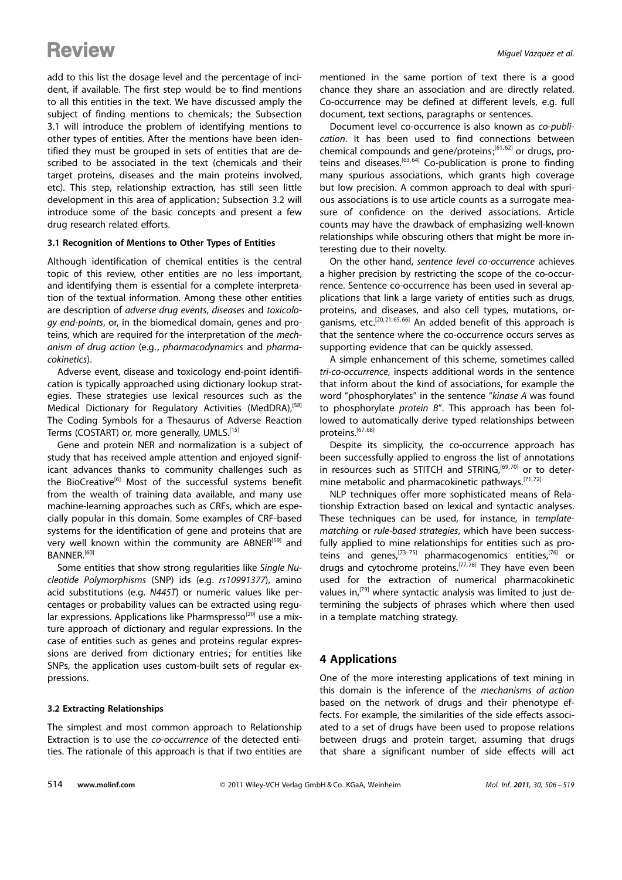add to this list the dosage level and the percentage of incident, if available. The first step would be to find mentions to all this entities in the text. We have discussed amply the subject of finding mentions to chemicals; the Subsection 3.1 will introduce the problem of identifying mentions to other types of entities. After the mentions have been identified they must be grouped in sets of entities that are described to be associated in the text (chemicals and their target proteins, diseases and the main proteins involved, etc). This step, relationship extraction, has still seen little development in this area of application; Subsection 3.2 will introduce some of the basic concepts and present a few drug research related efforts.

### 3.1 Recognition of Mentions to Other Types of Entities

Although identification of chemical entities is the central topic of this review, other entities are no less important, and identifying them is essential for a complete interpretation of the textual information. Among these other entities are description of *adverse drug events*, *diseases* and *toxicology end-points*, or, in the biomedical domain, genes and proteins, which are required for the interpretation of the *mechanism of drug action* (e.g., *pharmacodynamics* and *pharmacokinetics*).

Adverse event, disease and toxicology end-point identification is typically approached using dictionary lookup strategies. These strategies use lexical resources such as the Medical Dictionary for Regulatory Activities (MedDRA),[58] The Coding Symbols for a Thesaurus of Adverse Reaction Terms (COSTART) or, more generally, UMLS.[15]

Gene and protein NER and normalization is a subject of study that has received ample attention and enjoyed significant advances thanks to community challenges such as the BioCreative[6] Most of the successful systems benefit from the wealth of training data available, and many use machine-learning approaches such as CRFs, which are especially popular in this domain. Some examples of CRF-based systems for the identification of gene and proteins that are very well known within the community are ABNER[59] and BANNER.[60]

Some entities that show strong regularities like *Single Nucleotide Polymorphisms* (SNP) ids (e.g. *rs10991377*), amino acid substitutions (e.g. *N445T*) or numeric values like percentages or probability values can be extracted using regular expressions. Applications like Pharmspresso[20] use a mixture approach of dictionary and regular expressions. In the case of entities such as genes and proteins regular expressions are derived from dictionary entries; for entities like SNPs, the application uses custom-built sets of regular expressions.

### 3.2 Extracting Relationships

The simplest and most common approach to Relationship Extraction is to use the *co-occurrence* of the detected entities. The rationale of this approach is that if two entities are mentioned in the same portion of text there is a good chance they share an association and are directly related. Co-occurrence may be defined at different levels, e.g. full document, text sections, paragraphs or sentences.

Document level co-occurrence is also known as *co-publication*. It has been used to find connections between chemical compounds and gene/proteins;[61,62] or drugs, proteins and diseases.[63,64] Co-publication is prone to finding many spurious associations, which grants high coverage but low precision. A common approach to deal with spurious associations is to use article counts as a surrogate measure of confidence on the derived associations. Article counts may have the drawback of emphasizing well-known relationships while obscuring others that might be more interesting due to their novelty.

On the other hand, *sentence level co-occurrence* achieves a higher precision by restricting the scope of the co-occurrence. Sentence co-occurrence has been used in several applications that link a large variety of entities such as drugs, proteins, and diseases, and also cell types, mutations, organisms, etc.[20,21,65,66] An added benefit of this approach is that the sentence where the co-occurrence occurs serves as supporting evidence that can be quickly assessed.

A simple enhancement of this scheme, sometimes called *tri-co-occurrence*, inspects additional words in the sentence that inform about the kind of associations, for example the word "phosphorylates" in the sentence "*kinase A* was found to phosphorylate *protein B*". This approach has been followed to automatically derive typed relationships between proteins.[67,68]

Despite its simplicity, the co-occurrence approach has been successfully applied to engross the list of annotations in resources such as STITCH and STRING,[69,70] or to determine metabolic and pharmacokinetic pathways.[71,72]

NLP techniques offer more sophisticated means of Relationship Extraction based on lexical and syntactic analyses. These techniques can be used, for instance, in *template-matching* or *rule-based strategies*, which have been successfully applied to mine relationships for entities such as proteins and genes,[73–75] pharmacogenomics entities,[76] or drugs and cytochrome proteins.[77,78] They have even been used for the extraction of numerical pharmacokinetic values in,[79] where syntactic analysis was limited to just determining the subjects of phrases which where then used in a template matching strategy.

## 4 Applications

One of the more interesting applications of text mining in this domain is the inference of the *mechanisms of action* based on the network of drugs and their phenotype effects. For example, the similarities of the side effects associated to a set of drugs have been used to propose relations between drugs and protein target, assuming that drugs that share a significant number of side effects will act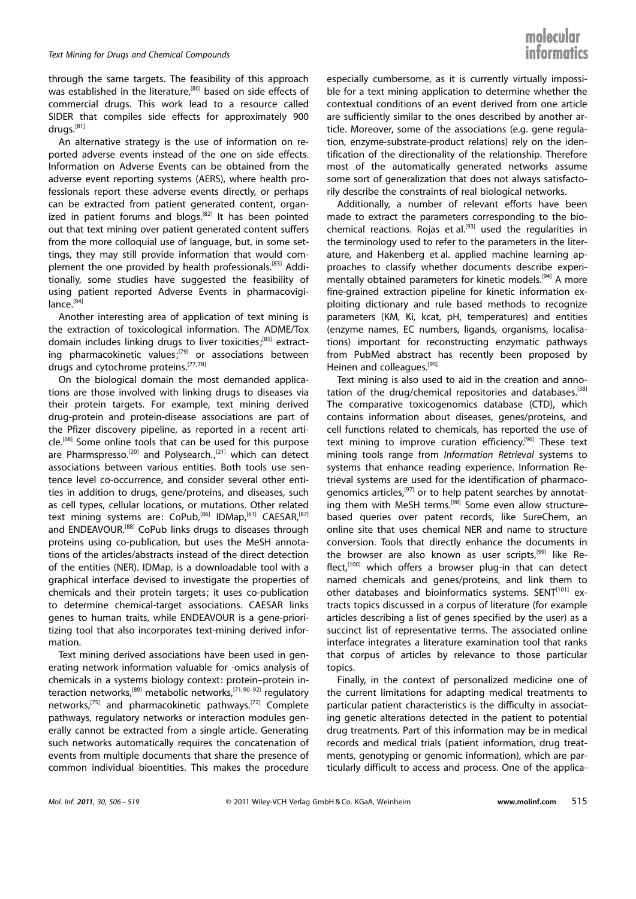through the same targets. The feasibility of this approach was established in the literature,[80] based on side effects of commercial drugs. This work lead to a resource called SIDER that compiles side effects for approximately 900 drugs.[81]

An alternative strategy is the use of information on reported adverse events instead of the one on side effects. Information on Adverse Events can be obtained from the adverse event reporting systems (AERS), where health professionals report these adverse events directly, or perhaps can be extracted from patient generated content, organized in patient forums and blogs.[82] It has been pointed out that text mining over patient generated content suffers from the more colloquial use of language, but, in some settings, they may still provide information that would complement the one provided by health professionals.[83] Additionally, some studies have suggested the feasibility of using patient reported Adverse Events in pharmacovigilance.[84]

Another interesting area of application of text mining is the extraction of toxicological information. The ADME/Tox domain includes linking drugs to liver toxicities;[85] extracting pharmacokinetic values;[79] or associations between drugs and cytochrome proteins.[77,78]

On the biological domain the most demanded applications are those involved with linking drugs to diseases via their protein targets. For example, text mining derived drug-protein and protein-disease associations are part of the Pfizer discovery pipeline, as reported in a recent article.[68] Some online tools that can be used for this purpose are Pharmspresso.[20] and Polysearch.,[21] which can detect associations between various entities. Both tools use sentence level co-occurrence, and consider several other entities in addition to drugs, gene/proteins, and diseases, such as cell types, cellular locations, or mutations. Other related text mining systems are: CoPub,[86] IDMap,[61] CAESAR,[87] and ENDEAVOUR.[88] CoPub links drugs to diseases through proteins using co-publication, but uses the MeSH annotations of the articles/abstracts instead of the direct detection of the entities (NER). IDMap, is a downloadable tool with a graphical interface devised to investigate the properties of chemicals and their protein targets; it uses co-publication to determine chemical-target associations. CAESAR links genes to human traits, while ENDEAVOUR is a gene-prioritizing tool that also incorporates text-mining derived information.

Text mining derived associations have been used in generating network information valuable for -omics analysis of chemicals in a systems biology context: protein–protein interaction networks,[89] metabolic networks,[71,90–92] regulatory networks,[75] and pharmacokinetic pathways.[72] Complete pathways, regulatory networks or interaction modules generally cannot be extracted from a single article. Generating such networks automatically requires the concatenation of events from multiple documents that share the presence of common individual bioentities. This makes the procedure especially cumbersome, as it is currently virtually impossible for a text mining application to determine whether the contextual conditions of an event derived from one article are sufficiently similar to the ones described by another article. Moreover, some of the associations (e.g. gene regulation, enzyme-substrate-product relations) rely on the identification of the directionality of the relationship. Therefore most of the automatically generated networks assume some sort of generalization that does not always satisfactorily describe the constraints of real biological networks.

Additionally, a number of relevant efforts have been made to extract the parameters corresponding to the biochemical reactions. Rojas et al.[93] used the regularities in the terminology used to refer to the parameters in the literature, and Hakenberg et al. applied machine learning approaches to classify whether documents describe experimentally obtained parameters for kinetic models.[94] A more fine-grained extraction pipeline for kinetic information exploiting dictionary and rule based methods to recognize parameters (KM, Ki, kcat, pH, temperatures) and entities (enzyme names, EC numbers, ligands, organisms, localisations) important for reconstructing enzymatic pathways from PubMed abstract has recently been proposed by Heinen and colleagues.[95]

Text mining is also used to aid in the creation and annotation of the drug/chemical repositories and databases.[38] The comparative toxicogenomics database (CTD), which contains information about diseases, genes/proteins, and cell functions related to chemicals, has reported the use of text mining to improve curation efficiency.[96] These text mining tools range from *Information Retrieval* systems to systems that enhance reading experience. Information Retrieval systems are used for the identification of pharmacogenomics articles,[97] or to help patent searches by annotating them with MeSH terms.[98] Some even allow structure-based queries over patent records, like SureChem, an online site that uses chemical NER and name to structure conversion. Tools that directly enhance the documents in the browser are also known as user scripts,[99] like Reflect,[100] which offers a browser plug-in that can detect named chemicals and genes/proteins, and link them to other databases and bioinformatics systems. SENT[101] extracts topics discussed in a corpus of literature (for example articles describing a list of genes specified by the user) as a succinct list of representative terms. The associated online interface integrates a literature examination tool that ranks that corpus of articles by relevance to those particular topics.

Finally, in the context of personalized medicine one of the current limitations for adapting medical treatments to particular patient characteristics is the difficulty in associating genetic alterations detected in the patient to potential drug treatments. Part of this information may be in medical records and medical trials (patient information, drug treatments, genotyping or genomic information), which are particularly difficult to access and process. One of the applica-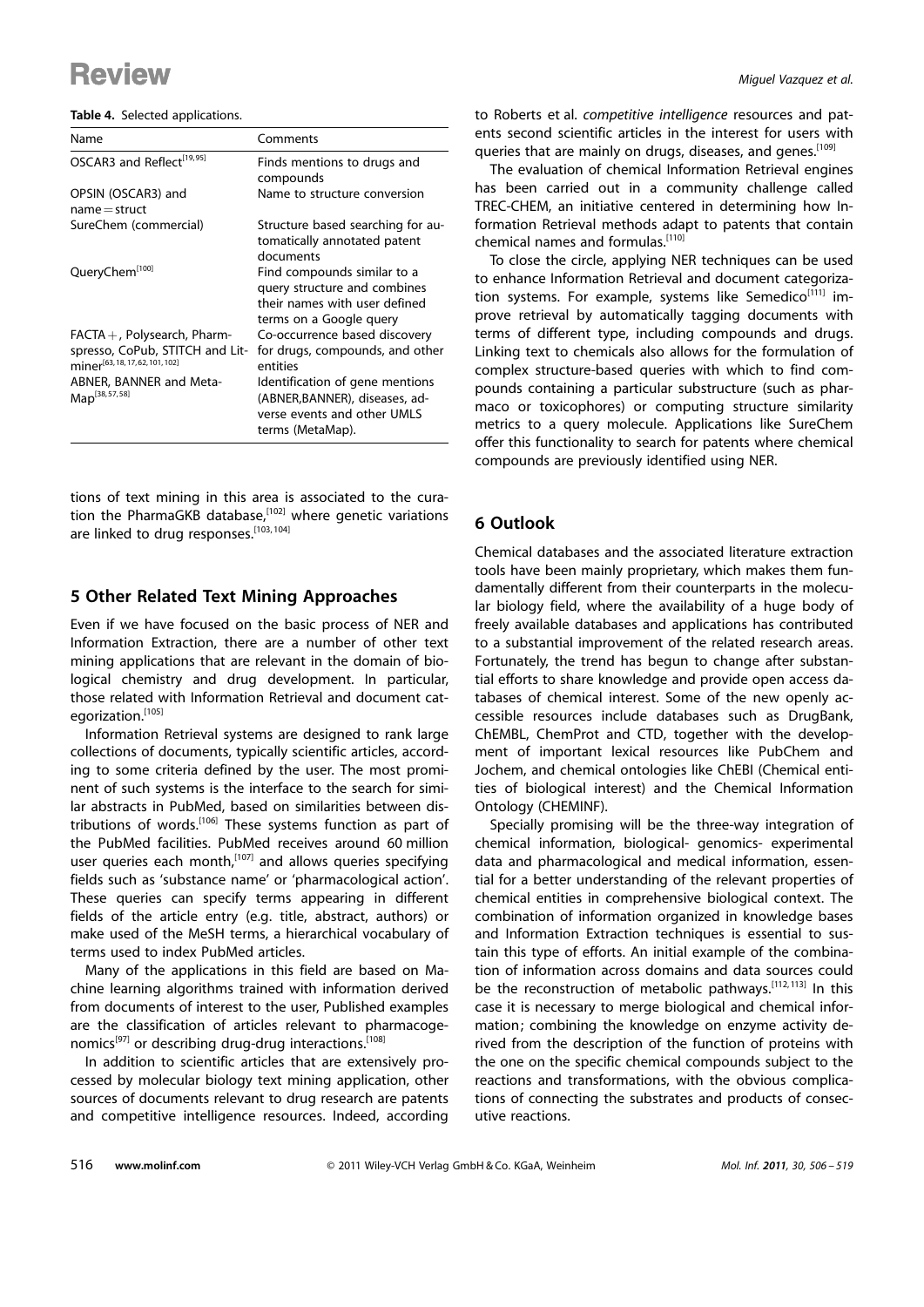**Table 4.** Selected applications.

| Name | Comments |
|---|---|
| OSCAR3 and Reflect[19,95] | Finds mentions to drugs and compounds |
| OPSIN (OSCAR3) and name = struct | Name to structure conversion |
| SureChem (commercial) | Structure based searching for automatically annotated patent documents |
| QueryChem[100] | Find compounds similar to a query structure and combines their names with user defined terms on a Google query |
| FACTA +, Polysearch, Pharmspresso, CoPub, STITCH and Litminer[63,18,17,62,101,102] | Co-occurrence based discovery for drugs, compounds, and other entities |
| ABNER, BANNER and MetaMap[38,57,58] | Identification of gene mentions (ABNER,BANNER), diseases, adverse events and other UMLS terms (MetaMap). |

tions of text mining in this area is associated to the curation the PharmaGKB database,[102] where genetic variations are linked to drug responses.[103,104]

## 5 Other Related Text Mining Approaches

Even if we have focused on the basic process of NER and Information Extraction, there are a number of other text mining applications that are relevant in the domain of biological chemistry and drug development. In particular, those related with Information Retrieval and document categorization.[105]

Information Retrieval systems are designed to rank large collections of documents, typically scientific articles, according to some criteria defined by the user. The most prominent of such systems is the interface to the search for similar abstracts in PubMed, based on similarities between distributions of words.[106] These systems function as part of the PubMed facilities. PubMed receives around 60 million user queries each month,[107] and allows queries specifying fields such as 'substance name' or 'pharmacological action'. These queries can specify terms appearing in different fields of the article entry (e.g. title, abstract, authors) or make used of the MeSH terms, a hierarchical vocabulary of terms used to index PubMed articles.

Many of the applications in this field are based on Machine learning algorithms trained with information derived from documents of interest to the user, Published examples are the classification of articles relevant to pharmacogenomics[97] or describing drug-drug interactions.[108]

In addition to scientific articles that are extensively processed by molecular biology text mining application, other sources of documents relevant to drug research are patents and competitive intelligence resources. Indeed, according to Roberts et al. *competitive intelligence* resources and patents second scientific articles in the interest for users with queries that are mainly on drugs, diseases, and genes.[109]

The evaluation of chemical Information Retrieval engines has been carried out in a community challenge called TREC-CHEM, an initiative centered in determining how Information Retrieval methods adapt to patents that contain chemical names and formulas.[110]

To close the circle, applying NER techniques can be used to enhance Information Retrieval and document categorization systems. For example, systems like Semedico[111] improve retrieval by automatically tagging documents with terms of different type, including compounds and drugs. Linking text to chemicals also allows for the formulation of complex structure-based queries with which to find compounds containing a particular substructure (such as pharmaco or toxicophores) or computing structure similarity metrics to a query molecule. Applications like SureChem offer this functionality to search for patents where chemical compounds are previously identified using NER.

## 6 Outlook

Chemical databases and the associated literature extraction tools have been mainly proprietary, which makes them fundamentally different from their counterparts in the molecular biology field, where the availability of a huge body of freely available databases and applications has contributed to a substantial improvement of the related research areas. Fortunately, the trend has begun to change after substantial efforts to share knowledge and provide open access databases of chemical interest. Some of the new openly accessible resources include databases such as DrugBank, ChEMBL, ChemProt and CTD, together with the development of important lexical resources like PubChem and Jochem, and chemical ontologies like ChEBI (Chemical entities of biological interest) and the Chemical Information Ontology (CHEMINF).

Specially promising will be the three-way integration of chemical information, biological- genomics- experimental data and pharmacological and medical information, essential for a better understanding of the relevant properties of chemical entities in comprehensive biological context. The combination of information organized in knowledge bases and Information Extraction techniques is essential to sustain this type of efforts. An initial example of the combination of information across domains and data sources could be the reconstruction of metabolic pathways.[112,113] In this case it is necessary to merge biological and chemical information; combining the knowledge on enzyme activity derived from the description of the function of proteins with the one on the specific chemical compounds subject to the reactions and transformations, with the obvious complications of connecting the substrates and products of consecutive reactions.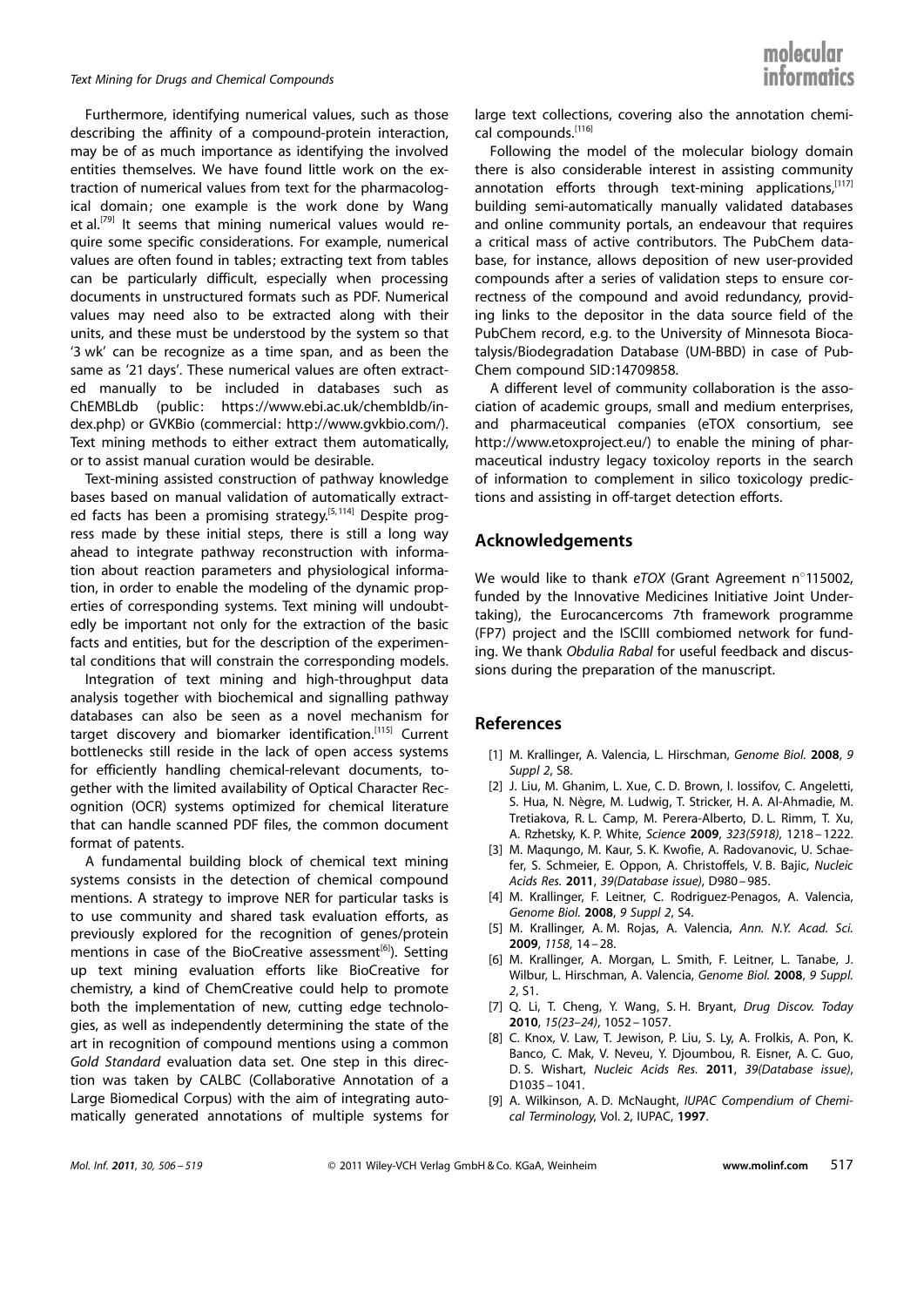Furthermore, identifying numerical values, such as those describing the affinity of a compound-protein interaction, may be of as much importance as identifying the involved entities themselves. We have found little work on the extraction of numerical values from text for the pharmacological domain; one example is the work done by Wang et al.[79] It seems that mining numerical values would require some specific considerations. For example, numerical values are often found in tables; extracting text from tables can be particularly difficult, especially when processing documents in unstructured formats such as PDF. Numerical values may need also to be extracted along with their units, and these must be understood by the system so that '3 wk' can be recognize as a time span, and as been the same as '21 days'. These numerical values are often extracted manually to be included in databases such as ChEMBLdb (public: https://www.ebi.ac.uk/chembldb/index.php) or GVKBio (commercial: http://www.gvkbio.com/). Text mining methods to either extract them automatically, or to assist manual curation would be desirable.

Text-mining assisted construction of pathway knowledge bases based on manual validation of automatically extracted facts has been a promising strategy.[5,114] Despite progress made by these initial steps, there is still a long way ahead to integrate pathway reconstruction with information about reaction parameters and physiological information, in order to enable the modeling of the dynamic properties of corresponding systems. Text mining will undoubtedly be important not only for the extraction of the basic facts and entities, but for the description of the experimental conditions that will constrain the corresponding models.

Integration of text mining and high-throughput data analysis together with biochemical and signalling pathway databases can also be seen as a novel mechanism for target discovery and biomarker identification.[115] Current bottlenecks still reside in the lack of open access systems for efficiently handling chemical-relevant documents, together with the limited availability of Optical Character Recognition (OCR) systems optimized for chemical literature that can handle scanned PDF files, the common document format of patents.

A fundamental building block of chemical text mining systems consists in the detection of chemical compound mentions. A strategy to improve NER for particular tasks is to use community and shared task evaluation efforts, as previously explored for the recognition of genes/protein mentions in case of the BioCreative assessment[6]). Setting up text mining evaluation efforts like BioCreative for chemistry, a kind of ChemCreative could help to promote both the implementation of new, cutting edge technologies, as well as independently determining the state of the art in recognition of compound mentions using a common *Gold Standard* evaluation data set. One step in this direction was taken by CALBC (Collaborative Annotation of a Large Biomedical Corpus) with the aim of integrating automatically generated annotations of multiple systems for large text collections, covering also the annotation chemical compounds.[116]

Following the model of the molecular biology domain there is also considerable interest in assisting community annotation efforts through text-mining applications,[117] building semi-automatically manually validated databases and online community portals, an endeavour that requires a critical mass of active contributors. The PubChem database, for instance, allows deposition of new user-provided compounds after a series of validation steps to ensure correctness of the compound and avoid redundancy, providing links to the depositor in the data source field of the PubChem record, e.g. to the University of Minnesota Biocatalysis/Biodegradation Database (UM-BBD) in case of PubChem compound SID:14709858.

A different level of community collaboration is the association of academic groups, small and medium enterprises, and pharmaceutical companies (eTOX consortium, see http://www.etoxproject.eu/) to enable the mining of pharmaceutical industry legacy toxicoloy reports in the search of information to complement in silico toxicology predictions and assisting in off-target detection efforts.

## Acknowledgements

We would like to thank *eTOX* (Grant Agreement n°115002, funded by the Innovative Medicines Initiative Joint Undertaking), the Eurocancercoms 7th framework programme (FP7) project and the ISCIII combiomed network for funding. We thank *Obdulia Rabal* for useful feedback and discussions during the preparation of the manuscript.

## References

[1] M. Krallinger, A. Valencia, L. Hirschman, *Genome Biol.* **2008**, *9 Suppl 2*, S8.

[2] J. Liu, M. Ghanim, L. Xue, C. D. Brown, I. Iossifov, C. Angeletti, S. Hua, N. Nègre, M. Ludwig, T. Stricker, H. A. Al-Ahmadie, M. Tretiakova, R. L. Camp, M. Perera-Alberto, D. L. Rimm, T. Xu, A. Rzhetsky, K. P. White, *Science* **2009**, *323(5918)*, 1218–1222.

[3] M. Maqungo, M. Kaur, S. K. Kwofie, A. Radovanovic, U. Schaefer, S. Schmeier, E. Oppon, A. Christoffels, V. B. Bajic, *Nucleic Acids Res.* **2011**, *39(Database issue)*, D980–985.

[4] M. Krallinger, F. Leitner, C. Rodriguez-Penagos, A. Valencia, *Genome Biol.* **2008**, *9 Suppl 2*, S4.

[5] M. Krallinger, A. M. Rojas, A. Valencia, *Ann. N.Y. Acad. Sci.* **2009**, *1158*, 14–28.

[6] M. Krallinger, A. Morgan, L. Smith, F. Leitner, L. Tanabe, J. Wilbur, L. Hirschman, A. Valencia, *Genome Biol.* **2008**, *9 Suppl. 2*, S1.

[7] Q. Li, T. Cheng, Y. Wang, S. H. Bryant, *Drug Discov. Today* **2010**, *15(23–24)*, 1052–1057.

[8] C. Knox, V. Law, T. Jewison, P. Liu, S. Ly, A. Frolkis, A. Pon, K. Banco, C. Mak, V. Neveu, Y. Djoumbou, R. Eisner, A. C. Guo, D. S. Wishart, *Nucleic Acids Res.* **2011**, *39(Database issue)*, D1035–1041.

[9] A. Wilkinson, A. D. McNaught, *IUPAC Compendium of Chemical Terminology*, Vol. 2, IUPAC, **1997**.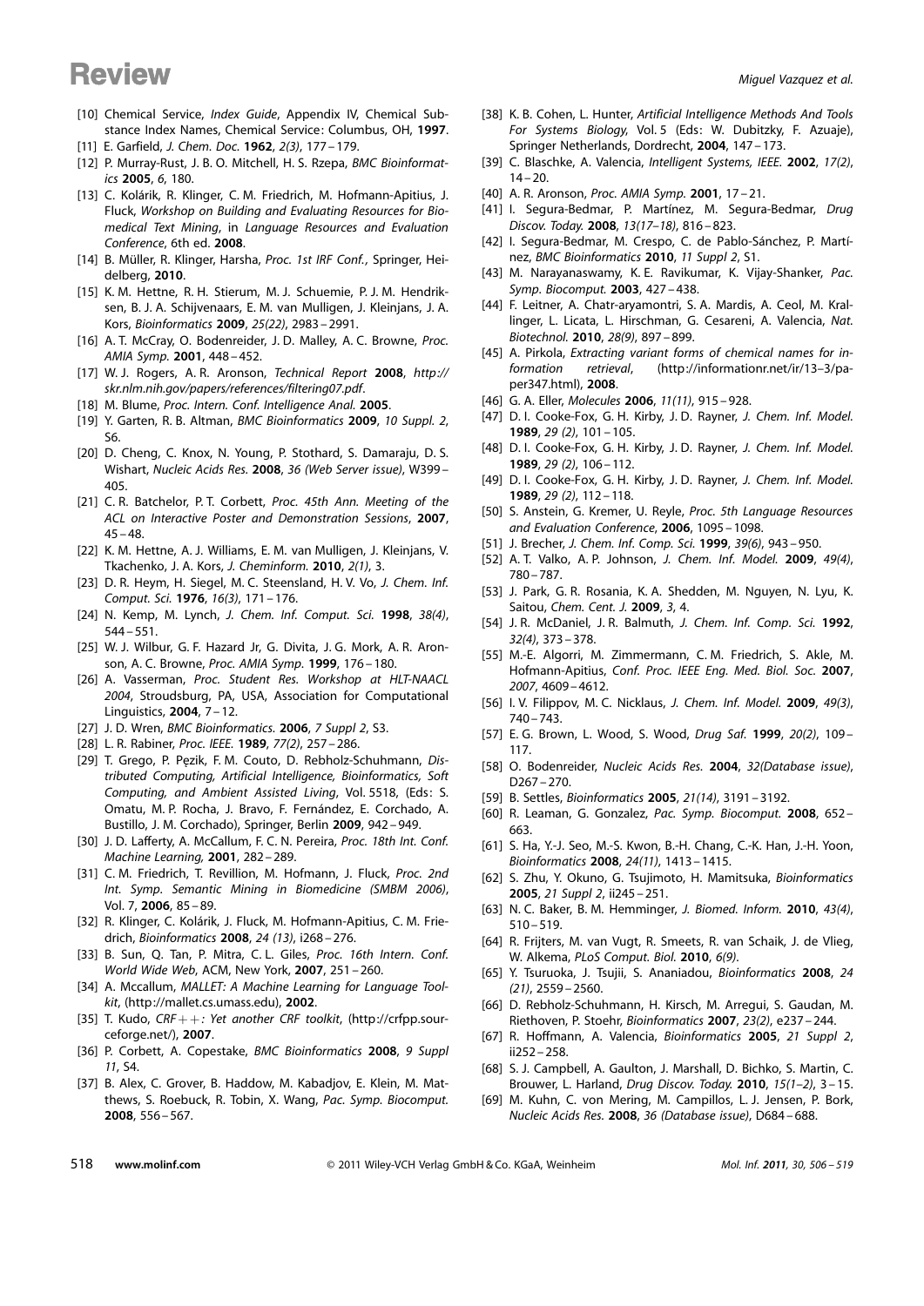[10] Chemical Service, *Index Guide*, Appendix IV, Chemical Substance Index Names, Chemical Service: Columbus, OH, **1997**.

[11] E. Garfield, *J. Chem. Doc.* **1962**, *2(3)*, 177 – 179.

[12] P. Murray-Rust, J. B. O. Mitchell, H. S. Rzepa, *BMC Bioinformatics* **2005**, *6*, 180.

[13] C. Kolárik, R. Klinger, C. M. Friedrich, M. Hofmann-Apitius, J. Fluck, *Workshop on Building and Evaluating Resources for Biomedical Text Mining*, in *Language Resources and Evaluation Conference*, 6th ed. **2008**.

[14] B. Müller, R. Klinger, Harsha, *Proc. 1st IRF Conf.*, Springer, Heidelberg, **2010**.

[15] K. M. Hettne, R. H. Stierum, M. J. Schuemie, P. J. M. Hendriksen, B. J. A. Schijvenaars, E. M. van Mulligen, J. Kleinjans, J. A. Kors, *Bioinformatics* **2009**, *25(22)*, 2983 – 2991.

[16] A. T. McCray, O. Bodenreider, J. D. Malley, A. C. Browne, *Proc. AMIA Symp.* **2001**, 448 – 452.

[17] W. J. Rogers, A. R. Aronson, *Technical Report* **2008**, *http://skr.nlm.nih.gov/papers/references/filtering07.pdf*.

[18] M. Blume, *Proc. Intern. Conf. Intelligence Anal.* **2005**.

[19] Y. Garten, R. B. Altman, *BMC Bioinformatics* **2009**, *10 Suppl. 2*, S6.

[20] D. Cheng, C. Knox, N. Young, P. Stothard, S. Damaraju, D. S. Wishart, *Nucleic Acids Res.* **2008**, *36 (Web Server issue)*, W399 – 405.

[21] C. R. Batchelor, P. T. Corbett, *Proc. 45th Ann. Meeting of the ACL on Interactive Poster and Demonstration Sessions*, **2007**, 45 – 48.

[22] K. M. Hettne, A. J. Williams, E. M. van Mulligen, J. Kleinjans, V. Tkachenko, J. A. Kors, *J. Cheminform.* **2010**, *2(1)*, 3.

[23] D. R. Heym, H. Siegel, M. C. Steensland, H. V. Vo, *J. Chem. Inf. Comput. Sci.* **1976**, *16(3)*, 171 – 176.

[24] N. Kemp, M. Lynch, *J. Chem. Inf. Comput. Sci.* **1998**, *38(4)*, 544 – 551.

[25] W. J. Wilbur, G. F. Hazard Jr, G. Divita, J. G. Mork, A. R. Aronson, A. C. Browne, *Proc. AMIA Symp.* **1999**, 176 – 180.

[26] A. Vasserman, *Proc. Student Res. Workshop at HLT-NAACL 2004*, Stroudsburg, PA, USA, Association for Computational Linguistics, **2004**, 7 – 12.

[27] J. D. Wren, *BMC Bioinformatics.* **2006**, *7 Suppl 2*, S3.

[28] L. R. Rabiner, *Proc. IEEE.* **1989**, *77(2)*, 257 – 286.

[29] T. Grego, P. Pęzik, F. M. Couto, D. Rebholz-Schuhmann, *Distributed Computing, Artificial Intelligence, Bioinformatics, Soft Computing, and Ambient Assisted Living*, Vol. 5518, (Eds: S. Omatu, M. P. Rocha, J. Bravo, F. Fernández, E. Corchado, A. Bustillo, J. M. Corchado), Springer, Berlin **2009**, 942 – 949.

[30] J. D. Lafferty, A. McCallum, F. C. N. Pereira, *Proc. 18th Int. Conf. Machine Learning,* **2001**, 282 – 289.

[31] C. M. Friedrich, T. Revillion, M. Hofmann, J. Fluck, *Proc. 2nd Int. Symp. Semantic Mining in Biomedicine (SMBM 2006)*, Vol. 7, **2006**, 85 – 89.

[32] R. Klinger, C. Kolárik, J. Fluck, M. Hofmann-Apitius, C. M. Friedrich, *Bioinformatics* **2008**, *24 (13)*, i268 – 276.

[33] B. Sun, Q. Tan, P. Mitra, C. L. Giles, *Proc. 16th Intern. Conf. World Wide Web*, ACM, New York, **2007**, 251 – 260.

[34] A. Mccallum, *MALLET: A Machine Learning for Language Toolkit*, (http://mallet.cs.umass.edu), **2002**.

[35] T. Kudo, *CRF++: Yet another CRF toolkit*, (http://crfpp.sourceforge.net/), **2007**.

[36] P. Corbett, A. Copestake, *BMC Bioinformatics* **2008**, *9 Suppl 11*, S4.

[37] B. Alex, C. Grover, B. Haddow, M. Kabadjov, E. Klein, M. Matthews, S. Roebuck, R. Tobin, X. Wang, *Pac. Symp. Biocomput.* **2008**, 556 – 567.

[38] K. B. Cohen, L. Hunter, *Artificial Intelligence Methods And Tools For Systems Biology*, Vol. 5 (Eds: W. Dubitzky, F. Azuaje), Springer Netherlands, Dordrecht, **2004**, 147 – 173.

[39] C. Blaschke, A. Valencia, *Intelligent Systems, IEEE.* **2002**, *17(2)*, 14 – 20.

[40] A. R. Aronson, *Proc. AMIA Symp.* **2001**, 17 – 21.

[41] I. Segura-Bedmar, P. Martínez, M. Segura-Bedmar, *Drug Discov. Today.* **2008**, *13(17–18)*, 816 – 823.

[42] I. Segura-Bedmar, M. Crespo, C. de Pablo-Sánchez, P. Martínez, *BMC Bioinformatics* **2010**, *11 Suppl 2*, S1.

[43] M. Narayanaswamy, K. E. Ravikumar, K. Vijay-Shanker, *Pac. Symp. Biocomput.* **2003**, 427 – 438.

[44] F. Leitner, A. Chatr-aryamontri, S. A. Mardis, A. Ceol, M. Krallinger, L. Licata, L. Hirschman, G. Cesareni, A. Valencia, *Nat. Biotechnol.* **2010**, *28(9)*, 897 – 899.

[45] A. Pirkola, *Extracting variant forms of chemical names for information retrieval*, (http://informationr.net/ir/13–3/paper347.html), **2008**.

[46] G. A. Eller, *Molecules* **2006**, *11(11)*, 915 – 928.

[47] D. I. Cooke-Fox, G. H. Kirby, J. D. Rayner, *J. Chem. Inf. Model.* **1989**, *29 (2)*, 101 – 105.

[48] D. I. Cooke-Fox, G. H. Kirby, J. D. Rayner, *J. Chem. Inf. Model.* **1989**, *29 (2)*, 106 – 112.

[49] D. I. Cooke-Fox, G. H. Kirby, J. D. Rayner, *J. Chem. Inf. Model.* **1989**, *29 (2)*, 112 – 118.

[50] S. Anstein, G. Kremer, U. Reyle, *Proc. 5th Language Resources and Evaluation Conference*, **2006**, 1095 – 1098.

[51] J. Brecher, *J. Chem. Inf. Comp. Sci.* **1999**, *39(6)*, 943 – 950.

[52] A. T. Valko, A. P. Johnson, *J. Chem. Inf. Model.* **2009**, *49(4)*, 780 – 787.

[53] J. Park, G. R. Rosania, K. A. Shedden, M. Nguyen, N. Lyu, K. Saitou, *Chem. Cent. J.* **2009**, *3*, 4.

[54] J. R. McDaniel, J. R. Balmuth, *J. Chem. Inf. Comp. Sci.* **1992**, *32(4)*, 373 – 378.

[55] M.-E. Algorri, M. Zimmermann, C. M. Friedrich, S. Akle, M. Hofmann-Apitius, *Conf. Proc. IEEE Eng. Med. Biol. Soc.* **2007**, *2007*, 4609 – 4612.

[56] I. V. Filippov, M. C. Nicklaus, *J. Chem. Inf. Model.* **2009**, *49(3)*, 740 – 743.

[57] E. G. Brown, L. Wood, S. Wood, *Drug Saf.* **1999**, *20(2)*, 109 – 117.

[58] O. Bodenreider, *Nucleic Acids Res.* **2004**, *32(Database issue)*, D267 – 270.

[59] B. Settles, *Bioinformatics* **2005**, *21(14)*, 3191 – 3192.

[60] R. Leaman, G. Gonzalez, *Pac. Symp. Biocomput.* **2008**, 652 – 663.

[61] S. Ha, Y.-J. Seo, M.-S. Kwon, B.-H. Chang, C.-K. Han, J.-H. Yoon, *Bioinformatics* **2008**, *24(11)*, 1413 – 1415.

[62] S. Zhu, Y. Okuno, G. Tsujimoto, H. Mamitsuka, *Bioinformatics* **2005**, *21 Suppl 2*, ii245 – 251.

[63] N. C. Baker, B. M. Hemminger, *J. Biomed. Inform.* **2010**, *43(4)*, 510 – 519.

[64] R. Frijters, M. van Vugt, R. Smeets, R. van Schaik, J. de Vlieg, W. Alkema, *PLoS Comput. Biol.* **2010**, *6(9)*.

[65] Y. Tsuruoka, J. Tsujii, S. Ananiadou, *Bioinformatics* **2008**, *24 (21)*, 2559 – 2560.

[66] D. Rebholz-Schuhmann, H. Kirsch, M. Arregui, S. Gaudan, M. Riethoven, P. Stoehr, *Bioinformatics* **2007**, *23(2)*, e237 – 244.

[67] R. Hoffmann, A. Valencia, *Bioinformatics* **2005**, *21 Suppl 2*, ii252 – 258.

[68] S. J. Campbell, A. Gaulton, J. Marshall, D. Bichko, S. Martin, C. Brouwer, L. Harland, *Drug Discov. Today.* **2010**, *15(1–2)*, 3 – 15.

[69] M. Kuhn, C. von Mering, M. Campillos, L. J. Jensen, P. Bork, *Nucleic Acids Res.* **2008**, *36 (Database issue)*, D684 – 688.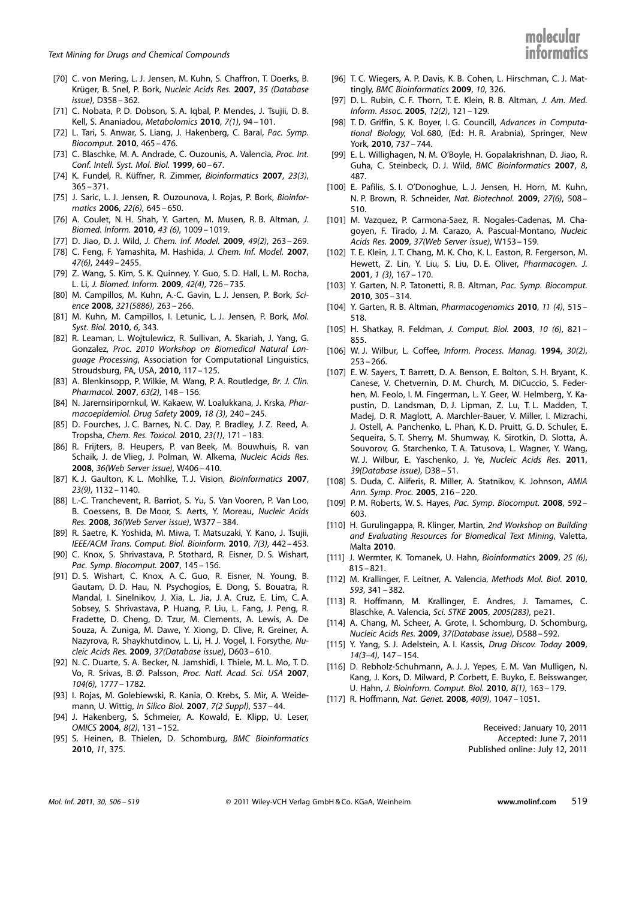- [70] C. von Mering, L. J. Jensen, M. Kuhn, S. Chaffron, T. Doerks, B. Krüger, B. Snel, P. Bork, *Nucleic Acids Res.* **2007**, *35 (Database issue)*, D358 – 362.
- [71] C. Nobata, P. D. Dobson, S. A. Iqbal, P. Mendes, J. Tsujii, D. B. Kell, S. Ananiadou, *Metabolomics* **2010**, *7(1)*, 94 – 101.
- [72] L. Tari, S. Anwar, S. Liang, J. Hakenberg, C. Baral, *Pac. Symp. Biocomput.* **2010**, 465 – 476.
- [73] C. Blaschke, M. A. Andrade, C. Ouzounis, A. Valencia, *Proc. Int. Conf. Intell. Syst. Mol. Biol.* **1999**, 60 – 67.
- [74] K. Fundel, R. Küffner, R. Zimmer, *Bioinformatics* **2007**, *23(3)*, 365 – 371.
- [75] J. Saric, L. J. Jensen, R. Ouzounova, I. Rojas, P. Bork, *Bioinformatics* **2006**, *22(6)*, 645 – 650.
- [76] A. Coulet, N. H. Shah, Y. Garten, M. Musen, R. B. Altman, *J. Biomed. Inform.* **2010**, *43 (6)*, 1009 – 1019.
- [77] D. Jiao, D. J. Wild, *J. Chem. Inf. Model.* **2009**, *49(2)*, 263 – 269.
- [78] C. Feng, F. Yamashita, M. Hashida, *J. Chem. Inf. Model.* **2007**, *47(6)*, 2449 – 2455.
- [79] Z. Wang, S. Kim, S. K. Quinney, Y. Guo, S. D. Hall, L. M. Rocha, L. Li, *J. Biomed. Inform.* **2009**, *42(4)*, 726 – 735.
- [80] M. Campillos, M. Kuhn, A.-C. Gavin, L. J. Jensen, P. Bork, *Science* **2008**, *321(5886)*, 263 – 266.
- [81] M. Kuhn, M. Campillos, I. Letunic, L. J. Jensen, P. Bork, *Mol. Syst. Biol.* **2010**, *6*, 343.
- [82] R. Leaman, L. Wojtulewicz, R. Sullivan, A. Skariah, J. Yang, G. Gonzalez, *Proc. 2010 Workshop on Biomedical Natural Language Processing*, Association for Computational Linguistics, Stroudsburg, PA, USA, **2010**, 117 – 125.
- [83] A. Blenkinsopp, P. Wilkie, M. Wang, P. A. Routledge, *Br. J. Clin. Pharmacol.* **2007**, *63(2)*, 148 – 156.
- [84] N. Jarernsiripornkul, W. Kakaew, W. Loalukkana, J. Krska, *Pharmacoepidemiol. Drug Safety* **2009**, *18 (3)*, 240 – 245.
- [85] D. Fourches, J. C. Barnes, N. C. Day, P. Bradley, J. Z. Reed, A. Tropsha, *Chem. Res. Toxicol.* **2010**, *23(1)*, 171 – 183.
- [86] R. Frijters, B. Heupers, P. van Beek, M. Bouwhuis, R. van Schaik, J. de Vlieg, J. Polman, W. Alkema, *Nucleic Acids Res.* **2008**, *36(Web Server issue)*, W406 – 410.
- [87] K. J. Gaulton, K. L. Mohlke, T. J. Vision, *Bioinformatics* **2007**, *23(9)*, 1132 – 1140.
- [88] L.-C. Tranchevent, R. Barriot, S. Yu, S. Van Vooren, P. Van Loo, B. Coessens, B. De Moor, S. Aerts, Y. Moreau, *Nucleic Acids Res.* **2008**, *36(Web Server issue)*, W377 – 384.
- [89] R. Saetre, K. Yoshida, M. Miwa, T. Matsuzaki, Y. Kano, J. Tsujii, *IEEE/ACM Trans. Comput. Biol. Bioinform.* **2010**, *7(3)*, 442 – 453.
- [90] C. Knox, S. Shrivastava, P. Stothard, R. Eisner, D. S. Wishart, *Pac. Symp. Biocomput.* **2007**, 145 – 156.
- [91] D. S. Wishart, C. Knox, A. C. Guo, R. Eisner, N. Young, B. Gautam, D. D. Hau, N. Psychogios, E. Dong, S. Bouatra, R. Mandal, I. Sinelnikov, J. Xia, L. Jia, J. A. Cruz, E. Lim, C. A. Sobsey, S. Shrivastava, P. Huang, P. Liu, L. Fang, J. Peng, R. Fradette, D. Cheng, D. Tzur, M. Clements, A. Lewis, A. De Souza, A. Zuniga, M. Dawe, Y. Xiong, D. Clive, R. Greiner, A. Nazyrova, R. Shaykhutdinov, L. Li, H. J. Vogel, I. Forsythe, *Nucleic Acids Res.* **2009**, *37(Database issue)*, D603 – 610.
- [92] N. C. Duarte, S. A. Becker, N. Jamshidi, I. Thiele, M. L. Mo, T. D. Vo, R. Srivas, B. Ø. Palsson, *Proc. Natl. Acad. Sci. USA* **2007**, *104(6)*, 1777 – 1782.
- [93] I. Rojas, M. Golebiewski, R. Kania, O. Krebs, S. Mir, A. Weidemann, U. Wittig, *In Silico Biol.* **2007**, *7(2 Suppl)*, S37 – 44.
- [94] J. Hakenberg, S. Schmeier, A. Kowald, E. Klipp, U. Leser, *OMICS* **2004**, *8(2)*, 131 – 152.
- [95] S. Heinen, B. Thielen, D. Schomburg, *BMC Bioinformatics* **2010**, *11*, 375.
- [96] T. C. Wiegers, A. P. Davis, K. B. Cohen, L. Hirschman, C. J. Mattingly, *BMC Bioinformatics* **2009**, *10*, 326.
- [97] D. L. Rubin, C. F. Thorn, T. E. Klein, R. B. Altman, *J. Am. Med. Inform. Assoc.* **2005**, *12(2)*, 121 – 129.
- [98] T. D. Griffin, S. K. Boyer, I. G. Councill, *Advances in Computational Biology*, Vol. 680, (Ed: H. R. Arabnia), Springer, New York, **2010**, 737 – 744.
- [99] E. L. Willighagen, N. M. O'Boyle, H. Gopalakrishnan, D. Jiao, R. Guha, C. Steinbeck, D. J. Wild, *BMC Bioinformatics* **2007**, *8*, 487.
- [100] E. Pafilis, S. I. O'Donoghue, L. J. Jensen, H. Horn, M. Kuhn, N. P. Brown, R. Schneider, *Nat. Biotechnol.* **2009**, *27(6)*, 508 – 510.
- [101] M. Vazquez, P. Carmona-Saez, R. Nogales-Cadenas, M. Chagoyen, F. Tirado, J. M. Carazo, A. Pascual-Montano, *Nucleic Acids Res.* **2009**, *37(Web Server issue)*, W153 – 159.
- [102] T. E. Klein, J. T. Chang, M. K. Cho, K. L. Easton, R. Fergerson, M. Hewett, Z. Lin, Y. Liu, S. Liu, D. E. Oliver, *Pharmacogen. J.* **2001**, *1 (3)*, 167 – 170.
- [103] Y. Garten, N. P. Tatonetti, R. B. Altman, *Pac. Symp. Biocomput.* **2010**, 305 – 314.
- [104] Y. Garten, R. B. Altman, *Pharmacogenomics* **2010**, *11 (4)*, 515 – 518.
- [105] H. Shatkay, R. Feldman, *J. Comput. Biol.* **2003**, *10 (6)*, 821 – 855.
- [106] W. J. Wilbur, L. Coffee, *Inform. Process. Manag.* **1994**, *30(2)*, 253 – 266.
- [107] E. W. Sayers, T. Barrett, D. A. Benson, E. Bolton, S. H. Bryant, K. Canese, V. Chetvernin, D. M. Church, M. DiCuccio, S. Federhen, M. Feolo, I. M. Fingerman, L. Y. Geer, W. Helmberg, Y. Kapustin, D. Landsman, D. J. Lipman, Z. Lu, T. L. Madden, T. Madej, D. R. Maglott, A. Marchler-Bauer, V. Miller, I. Mizrachi, J. Ostell, A. Panchenko, L. Phan, K. D. Pruitt, G. D. Schuler, E. Sequeira, S. T. Sherry, M. Shumway, K. Sirotkin, D. Slotta, A. Souvorov, G. Starchenko, T. A. Tatusova, L. Wagner, Y. Wang, W. J. Wilbur, E. Yaschenko, J. Ye, *Nucleic Acids Res.* **2011**, *39(Database issue)*, D38 – 51.
- [108] S. Duda, C. Aliferis, R. Miller, A. Statnikov, K. Johnson, *AMIA Ann. Symp. Proc.* **2005**, 216 – 220.
- [109] P. M. Roberts, W. S. Hayes, *Pac. Symp. Biocomput.* **2008**, 592 – 603.
- [110] H. Gurulingappa, R. Klinger, Martin, *2nd Workshop on Building and Evaluating Resources for Biomedical Text Mining*, Valetta, Malta **2010**.
- [111] J. Wermter, K. Tomanek, U. Hahn, *Bioinformatics* **2009**, *25 (6)*, 815 – 821.
- [112] M. Krallinger, F. Leitner, A. Valencia, *Methods Mol. Biol.* **2010**, *593*, 341 – 382.
- [113] R. Hoffmann, M. Krallinger, E. Andres, J. Tamames, C. Blaschke, A. Valencia, *Sci. STKE* **2005**, *2005(283)*, pe21.
- [114] A. Chang, M. Scheer, A. Grote, I. Schomburg, D. Schomburg, *Nucleic Acids Res.* **2009**, *37(Database issue)*, D588 – 592.
- [115] Y. Yang, S. J. Adelstein, A. I. Kassis, *Drug Discov. Today* **2009**, *14(3–4)*, 147 – 154.
- [116] D. Rebholz-Schuhmann, A. J. J. Yepes, E. M. Van Mulligen, N. Kang, J. Kors, D. Milward, P. Corbett, E. Buyko, E. Beisswanger, U. Hahn, *J. Bioinform. Comput. Biol.* **2010**, *8(1)*, 163 – 179.
- [117] R. Hoffmann, *Nat. Genet.* **2008**, *40(9)*, 1047 – 1051.

Received: January 10, 2011
Accepted: June 7, 2011
Published online: July 12, 2011